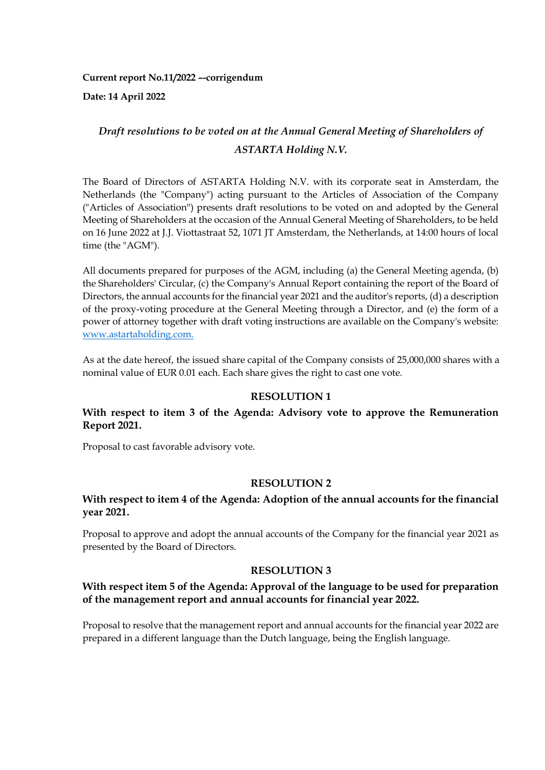**Current report No.11/2022 --corrigendum**

**Date: 14 April 2022**

## *Draft resolutions to be voted on at the Annual General Meeting of Shareholders of ASTARTA Holding N.V.*

The Board of Directors of ASTARTA Holding N.V. with its corporate seat in Amsterdam, the Netherlands (the "Company") acting pursuant to the Articles of Association of the Company ("Articles of Association") presents draft resolutions to be voted on and adopted by the General Meeting of Shareholders at the occasion of the Annual General Meeting of Shareholders, to be held on 16 June 2022 at J.J. Viottastraat 52, 1071 JT Amsterdam, the Netherlands, at 14:00 hours of local time (the "AGM").

All documents prepared for purposes of the AGM, including (a) the General Meeting agenda, (b) the Shareholders' Circular, (c) the Company's Annual Report containing the report of the Board of Directors, the annual accounts for the financial year 2021 and the auditor's reports, (d) a description of the proxy-voting procedure at the General Meeting through a Director, and (e) the form of a power of attorney together with draft voting instructions are available on the Company's website: www.astartaholding.com.

As at the date hereof, the issued share capital of the Company consists of 25,000,000 shares with a nominal value of EUR 0.01 each. Each share gives the right to cast one vote.

### RESOLUTION 1

**With respect to item 3 of the Agenda: Advisory vote to approve the Remuneration Report 2021.**

Proposal to cast favorable advisory vote.

### RESOLUTION 2

**With respect to item 4 of the Agenda: Adoption of the annual accounts for the financial year 2021.**

Proposal to approve and adopt the annual accounts of the Company for the financial year 2021 as presented by the Board of Directors.

### RESOLUTION 3

**With respect item 5 of the Agenda: Approval of the language to be used for preparation of the management report and annual accounts for financial year 2022.**

Proposal to resolve that the management report and annual accounts for the financial year 2022 are prepared in a different language than the Dutch language, being the English language.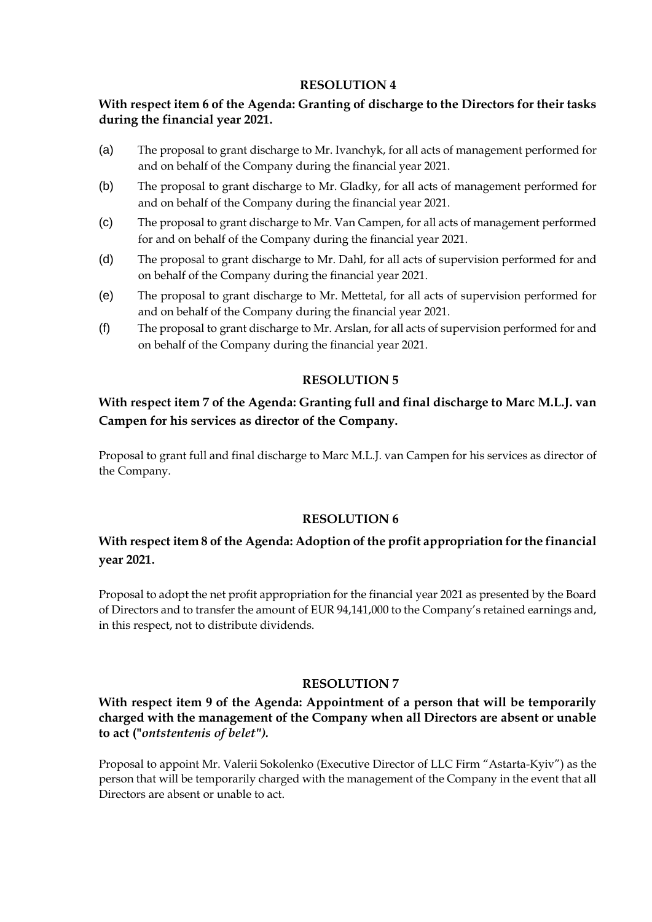## RESOLUTION 4

**With respect item 6 of the Agenda: Granting of discharge to the Directors for their tasks during the financial year 2021.**

(a) The proposal to grant discharge to Mr. Ivanchyk, for all acts of management performed for and on behalf of the Company during the financial year 2021.

(b) The proposal to grant discharge to Mr. Gladky, for all acts of management performed for and on behalf of the Company during the financial year 2021.

(c) The proposal to grant discharge to Mr. Van Campen, for all acts of management performed for and on behalf of the Company during the financial year 2021.

(d) The proposal to grant discharge to Mr. Dahl, for all acts of supervision performed for and on behalf of the Company during the financial year 2021.

(e) The proposal to grant discharge to Mr. Mettetal, for all acts of supervision performed for and on behalf of the Company during the financial year 2021.

(f) The proposal to grant discharge to Mr. Arslan, for all acts of supervision performed for and on behalf of the Company during the financial year 2021.

## RESOLUTION 5

**With respect item 7 of the Agenda: Granting full and final discharge to Marc M.L.J. van Campen for his services as director of the Company.**

Proposal to grant full and final discharge to Marc M.L.J. van Campen for his services as director of the Company.

## RESOLUTION 6

**With respect item 8 of the Agenda: Adoption of the profit appropriation for the financial year 2021.**

Proposal to adopt the net profit appropriation for the financial year 2021 as presented by the Board of Directors and to transfer the amount of EUR 94,141,000 to the Company's retained earnings and, in this respect, not to distribute dividends.

## RESOLUTION 7

**With respect item 9 of the Agenda: Appointment of a person that will be temporarily charged with the management of the Company when all Directors are absent or unable to act ("*ontstentenis of belet*").**

Proposal to appoint Mr. Valerii Sokolenko (Executive Director of LLC Firm "Astarta-Kyiv") as the person that will be temporarily charged with the management of the Company in the event that all Directors are absent or unable to act.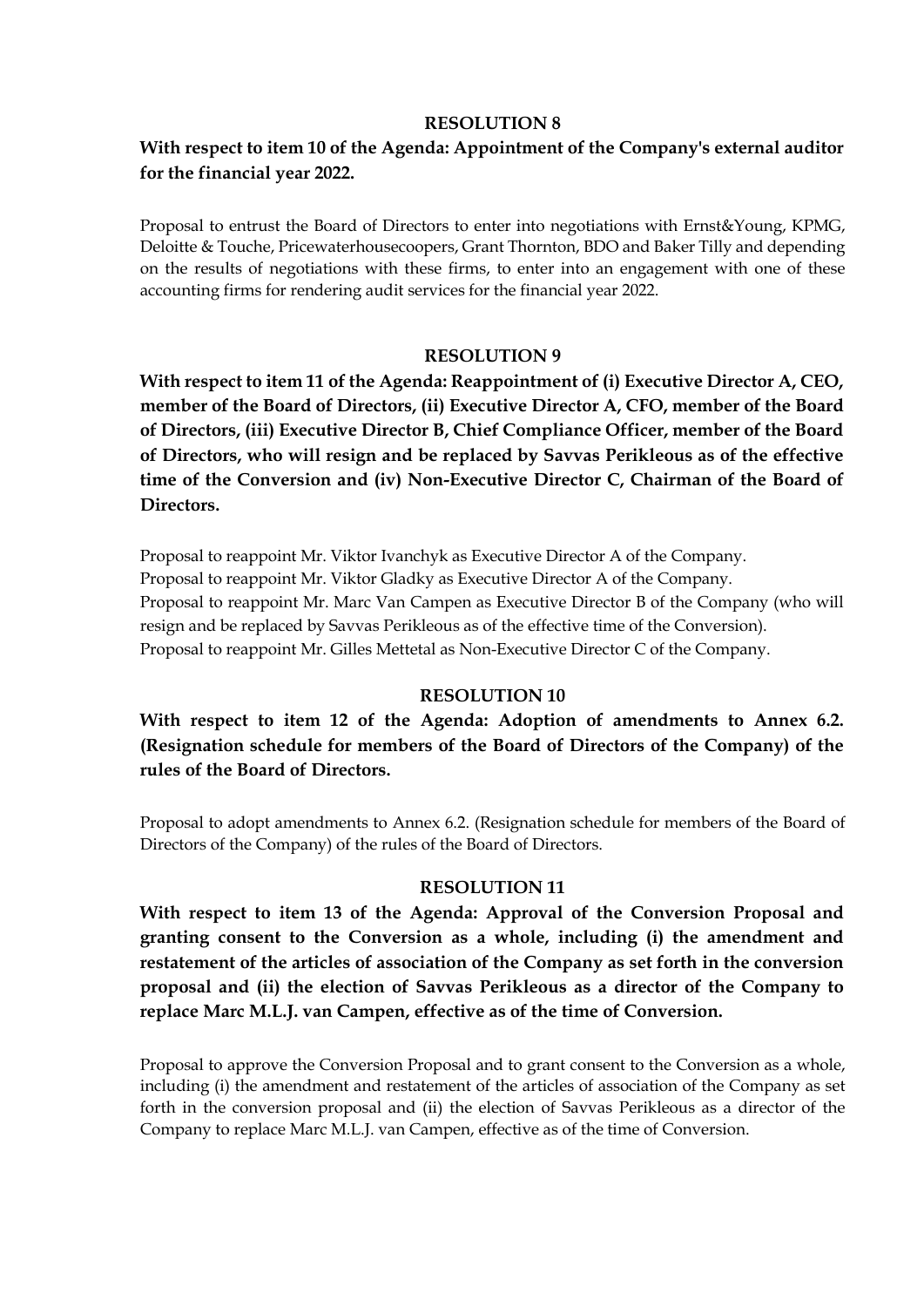### RESOLUTION 8

**With respect to item 10 of the Agenda: Appointment of the Company's external auditor for the financial year 2022.**

Proposal to entrust the Board of Directors to enter into negotiations with Ernst&Young, KPMG, Deloitte & Touche, Pricewaterhousecoopers, Grant Thornton, BDO and Baker Tilly and depending on the results of negotiations with these firms, to enter into an engagement with one of these accounting firms for rendering audit services for the financial year 2022.

### RESOLUTION 9

**With respect to item 11 of the Agenda: Reappointment of (i) Executive Director A, CEO, member of the Board of Directors, (ii) Executive Director A, CFO, member of the Board of Directors, (iii) Executive Director B, Chief Compliance Officer, member of the Board of Directors, who will resign and be replaced by Savvas Perikleous as of the effective time of the Conversion and (iv) Non-Executive Director C, Chairman of the Board of Directors.**

Proposal to reappoint Mr. Viktor Ivanchyk as Executive Director A of the Company.
Proposal to reappoint Mr. Viktor Gladky as Executive Director A of the Company.
Proposal to reappoint Mr. Marc Van Campen as Executive Director B of the Company (who will resign and be replaced by Savvas Perikleous as of the effective time of the Conversion).
Proposal to reappoint Mr. Gilles Mettetal as Non-Executive Director C of the Company.

### RESOLUTION 10

**With respect to item 12 of the Agenda: Adoption of amendments to Annex 6.2. (Resignation schedule for members of the Board of Directors of the Company) of the rules of the Board of Directors.**

Proposal to adopt amendments to Annex 6.2. (Resignation schedule for members of the Board of Directors of the Company) of the rules of the Board of Directors.

### RESOLUTION 11

**With respect to item 13 of the Agenda: Approval of the Conversion Proposal and granting consent to the Conversion as a whole, including (i) the amendment and restatement of the articles of association of the Company as set forth in the conversion proposal and (ii) the election of Savvas Perikleous as a director of the Company to replace Marc M.L.J. van Campen, effective as of the time of Conversion.**

Proposal to approve the Conversion Proposal and to grant consent to the Conversion as a whole, including (i) the amendment and restatement of the articles of association of the Company as set forth in the conversion proposal and (ii) the election of Savvas Perikleous as a director of the Company to replace Marc M.L.J. van Campen, effective as of the time of Conversion.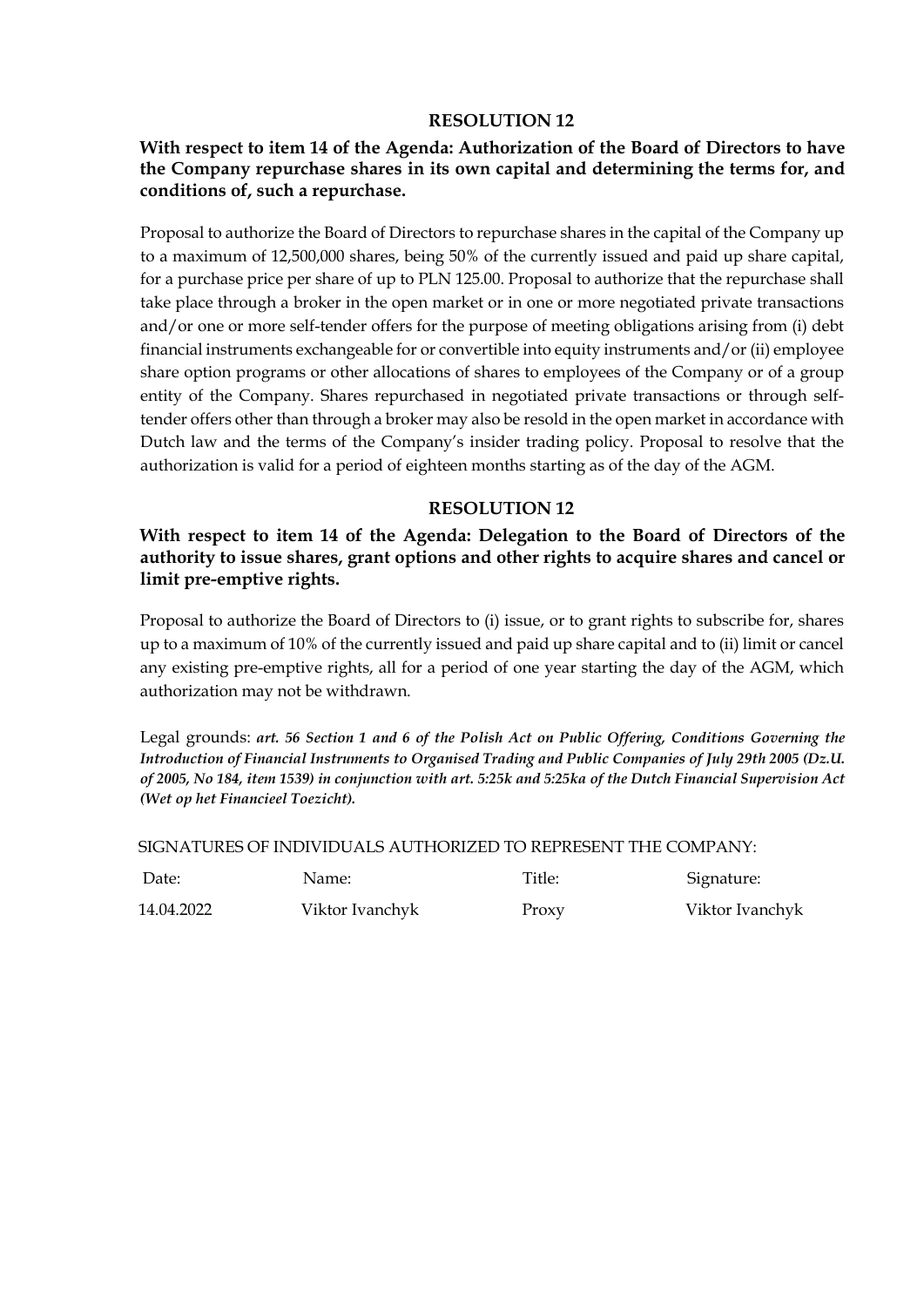## RESOLUTION 12

### With respect to item 14 of the Agenda: Authorization of the Board of Directors to have the Company repurchase shares in its own capital and determining the terms for, and conditions of, such a repurchase.

Proposal to authorize the Board of Directors to repurchase shares in the capital of the Company up to a maximum of 12,500,000 shares, being 50% of the currently issued and paid up share capital, for a purchase price per share of up to PLN 125.00. Proposal to authorize that the repurchase shall take place through a broker in the open market or in one or more negotiated private transactions and/or one or more self-tender offers for the purpose of meeting obligations arising from (i) debt financial instruments exchangeable for or convertible into equity instruments and/or (ii) employee share option programs or other allocations of shares to employees of the Company or of a group entity of the Company. Shares repurchased in negotiated private transactions or through self-tender offers other than through a broker may also be resold in the open market in accordance with Dutch law and the terms of the Company's insider trading policy. Proposal to resolve that the authorization is valid for a period of eighteen months starting as of the day of the AGM.

## RESOLUTION 12

### With respect to item 14 of the Agenda: Delegation to the Board of Directors of the authority to issue shares, grant options and other rights to acquire shares and cancel or limit pre-emptive rights.

Proposal to authorize the Board of Directors to (i) issue, or to grant rights to subscribe for, shares up to a maximum of 10% of the currently issued and paid up share capital and to (ii) limit or cancel any existing pre-emptive rights, all for a period of one year starting the day of the AGM, which authorization may not be withdrawn.

Legal grounds: ***art. 56 Section 1 and 6 of the Polish Act on Public Offering, Conditions Governing the Introduction of Financial Instruments to Organised Trading and Public Companies of July 29th 2005 (Dz.U. of 2005, No 184, item 1539) in conjunction with art. 5:25k and 5:25ka of the Dutch Financial Supervision Act (Wet op het Financieel Toezicht).***

SIGNATURES OF INDIVIDUALS AUTHORIZED TO REPRESENT THE COMPANY:

| Date: | Name: | Title: | Signature: |
|---|---|---|---|
| 14.04.2022 | Viktor Ivanchyk | Proxy | Viktor Ivanchyk |